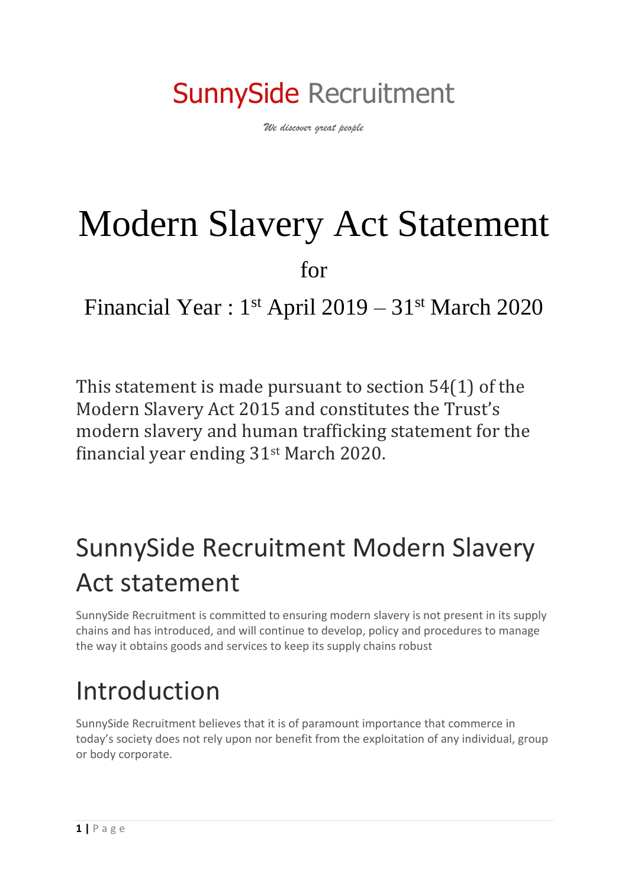SunnySide Recruitment

*We discover great people*

# Modern Slavery Act Statement

for

Financial Year : 1st April 2019 – 31st March 2020

This statement is made pursuant to section 54(1) of the Modern Slavery Act 2015 and constitutes the Trust's modern slavery and human trafficking statement for the financial year ending 31st March 2020.

## SunnySide Recruitment Modern Slavery Act statement

SunnySide Recruitment is committed to ensuring modern slavery is not present in its supply chains and has introduced, and will continue to develop, policy and procedures to manage the way it obtains goods and services to keep its supply chains robust

## Introduction

SunnySide Recruitment believes that it is of paramount importance that commerce in today's society does not rely upon nor benefit from the exploitation of any individual, group or body corporate.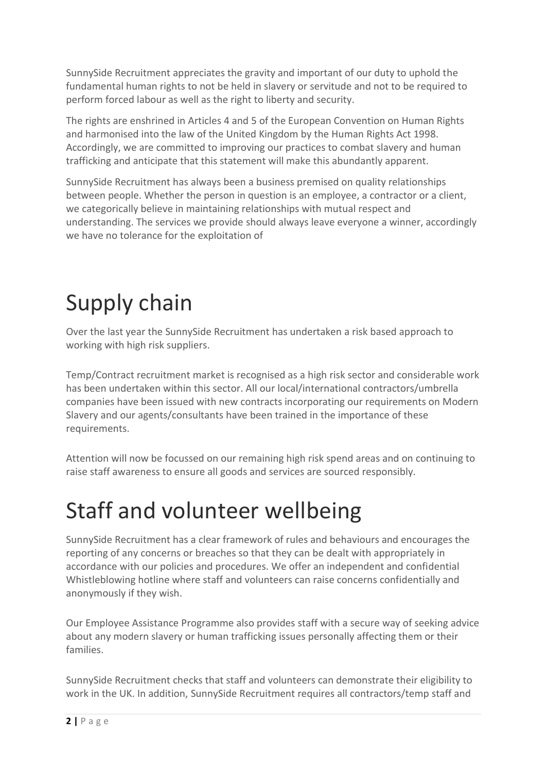SunnySide Recruitment appreciates the gravity and important of our duty to uphold the fundamental human rights to not be held in slavery or servitude and not to be required to perform forced labour as well as the right to liberty and security.

The rights are enshrined in Articles 4 and 5 of the European Convention on Human Rights and harmonised into the law of the United Kingdom by the Human Rights Act 1998. Accordingly, we are committed to improving our practices to combat slavery and human trafficking and anticipate that this statement will make this abundantly apparent.

SunnySide Recruitment has always been a business premised on quality relationships between people. Whether the person in question is an employee, a contractor or a client, we categorically believe in maintaining relationships with mutual respect and understanding. The services we provide should always leave everyone a winner, accordingly we have no tolerance for the exploitation of

# Supply chain

Over the last year the SunnySide Recruitment has undertaken a risk based approach to working with high risk suppliers.

Temp/Contract recruitment market is recognised as a high risk sector and considerable work has been undertaken within this sector. All our local/international contractors/umbrella companies have been issued with new contracts incorporating our requirements on Modern Slavery and our agents/consultants have been trained in the importance of these requirements.

Attention will now be focussed on our remaining high risk spend areas and on continuing to raise staff awareness to ensure all goods and services are sourced responsibly.

# Staff and volunteer wellbeing

SunnySide Recruitment has a clear framework of rules and behaviours and encourages the reporting of any concerns or breaches so that they can be dealt with appropriately in accordance with our policies and procedures. We offer an independent and confidential Whistleblowing hotline where staff and volunteers can raise concerns confidentially and anonymously if they wish.

Our Employee Assistance Programme also provides staff with a secure way of seeking advice about any modern slavery or human trafficking issues personally affecting them or their families.

SunnySide Recruitment checks that staff and volunteers can demonstrate their eligibility to work in the UK. In addition, SunnySide Recruitment requires all contractors/temp staff and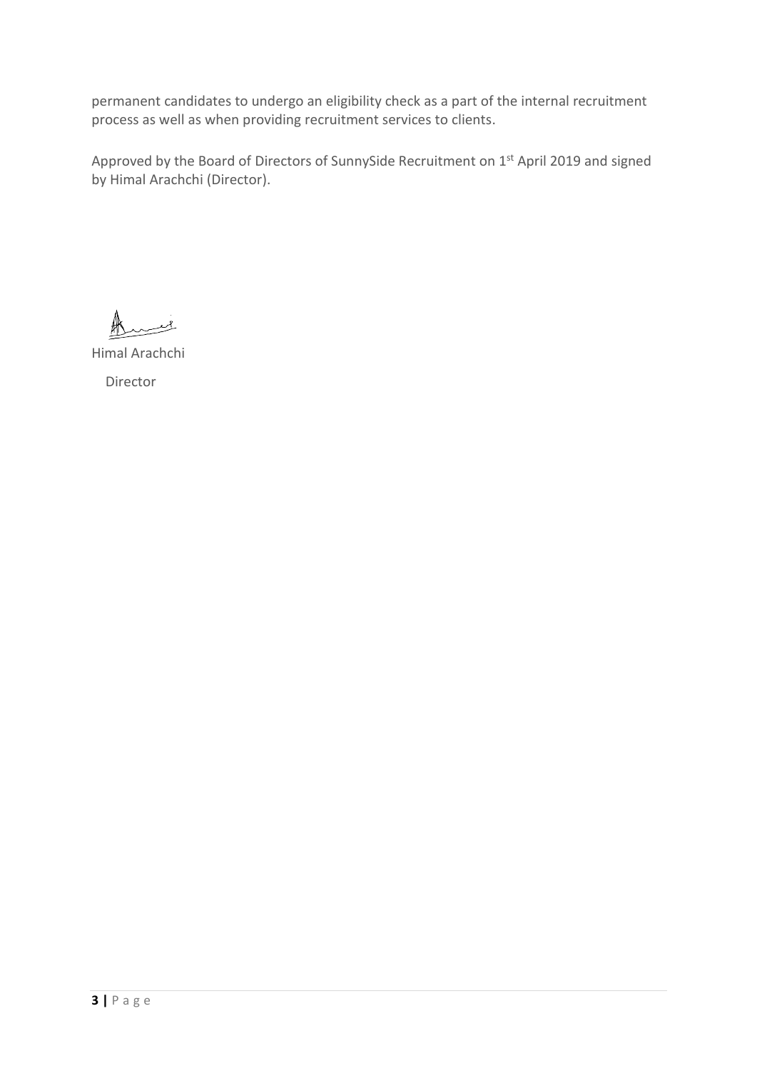permanent candidates to undergo an eligibility check as a part of the internal recruitment process as well as when providing recruitment services to clients.

Approved by the Board of Directors of SunnySide Recruitment on 1st April 2019 and signed by Himal Arachchi (Director).

Himal Arachchi

Director